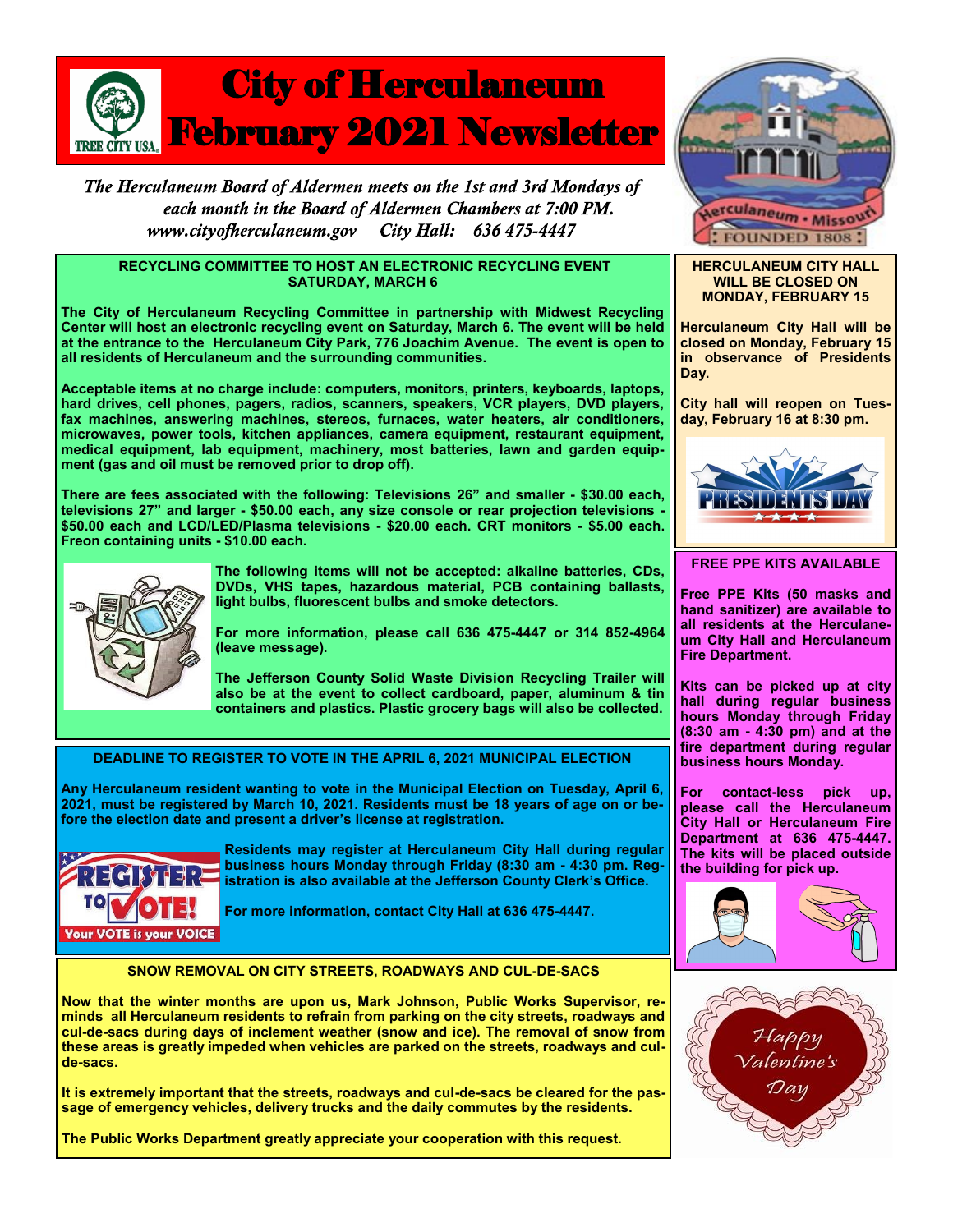# City of Herculaneum February 2021 Newsletter

*The Herculaneum Board of Aldermen meets on the 1st and 3rd Mondays of each month in the Board of Aldermen Chambers at 7:00 PM.*
*www.cityofherculaneum.gov City Hall: 636 475-4447*

## RECYCLING COMMITTEE TO HOST AN ELECTRONIC RECYCLING EVENT SATURDAY, MARCH 6

**The City of Herculaneum Recycling Committee in partnership with Midwest Recycling Center will host an electronic recycling event on Saturday, March 6. The event will be held at the entrance to the Herculaneum City Park, 776 Joachim Avenue. The event is open to all residents of Herculaneum and the surrounding communities.**

**Acceptable items at no charge include: computers, monitors, printers, keyboards, laptops, hard drives, cell phones, pagers, radios, scanners, speakers, VCR players, DVD players, fax machines, answering machines, stereos, furnaces, water heaters, air conditioners, microwaves, power tools, kitchen appliances, camera equipment, restaurant equipment, medical equipment, lab equipment, machinery, most batteries, lawn and garden equipment (gas and oil must be removed prior to drop off).**

**There are fees associated with the following: Televisions 26" and smaller - $30.00 each, televisions 27" and larger - $50.00 each, any size console or rear projection televisions - $50.00 each and LCD/LED/Plasma televisions - $20.00 each. CRT monitors - $5.00 each. Freon containing units - $10.00 each.**

**The following items will not be accepted: alkaline batteries, CDs, DVDs, VHS tapes, hazardous material, PCB containing ballasts, light bulbs, fluorescent bulbs and smoke detectors.**

**For more information, please call 636 475-4447 or 314 852-4964 (leave message).**

**The Jefferson County Solid Waste Division Recycling Trailer will also be at the event to collect cardboard, paper, aluminum & tin containers and plastics. Plastic grocery bags will also be collected.**

## DEADLINE TO REGISTER TO VOTE IN THE APRIL 6, 2021 MUNICIPAL ELECTION

**Any Herculaneum resident wanting to vote in the Municipal Election on Tuesday, April 6, 2021, must be registered by March 10, 2021. Residents must be 18 years of age on or before the election date and present a driver's license at registration.**

**Residents may register at Herculaneum City Hall during regular business hours Monday through Friday (8:30 am - 4:30 pm. Registration is also available at the Jefferson County Clerk's Office.**

**For more information, contact City Hall at 636 475-4447.**

## SNOW REMOVAL ON CITY STREETS, ROADWAYS AND CUL-DE-SACS

**Now that the winter months are upon us, Mark Johnson, Public Works Supervisor, reminds all Herculaneum residents to refrain from parking on the city streets, roadways and cul-de-sacs during days of inclement weather (snow and ice). The removal of snow from these areas is greatly impeded when vehicles are parked on the streets, roadways and cul-de-sacs.**

**It is extremely important that the streets, roadways and cul-de-sacs be cleared for the passage of emergency vehicles, delivery trucks and the daily commutes by the residents.**

**The Public Works Department greatly appreciate your cooperation with this request.**

## HERCULANEUM CITY HALL WILL BE CLOSED ON MONDAY, FEBRUARY 15

**Herculaneum City Hall will be closed on Monday, February 15 in observance of Presidents Day.**

**City hall will reopen on Tuesday, February 16 at 8:30 pm.**

## FREE PPE KITS AVAILABLE

**Free PPE Kits (50 masks and hand sanitizer) are available to all residents at the Herculaneum City Hall and Herculaneum Fire Department.**

**Kits can be picked up at city hall during regular business hours Monday through Friday (8:30 am - 4:30 pm) and at the fire department during regular business hours Monday.**

**For contact-less pick up, please call the Herculaneum City Hall or Herculaneum Fire Department at 636 475-4447. The kits will be placed outside the building for pick up.**

*Happy Valentine's Day*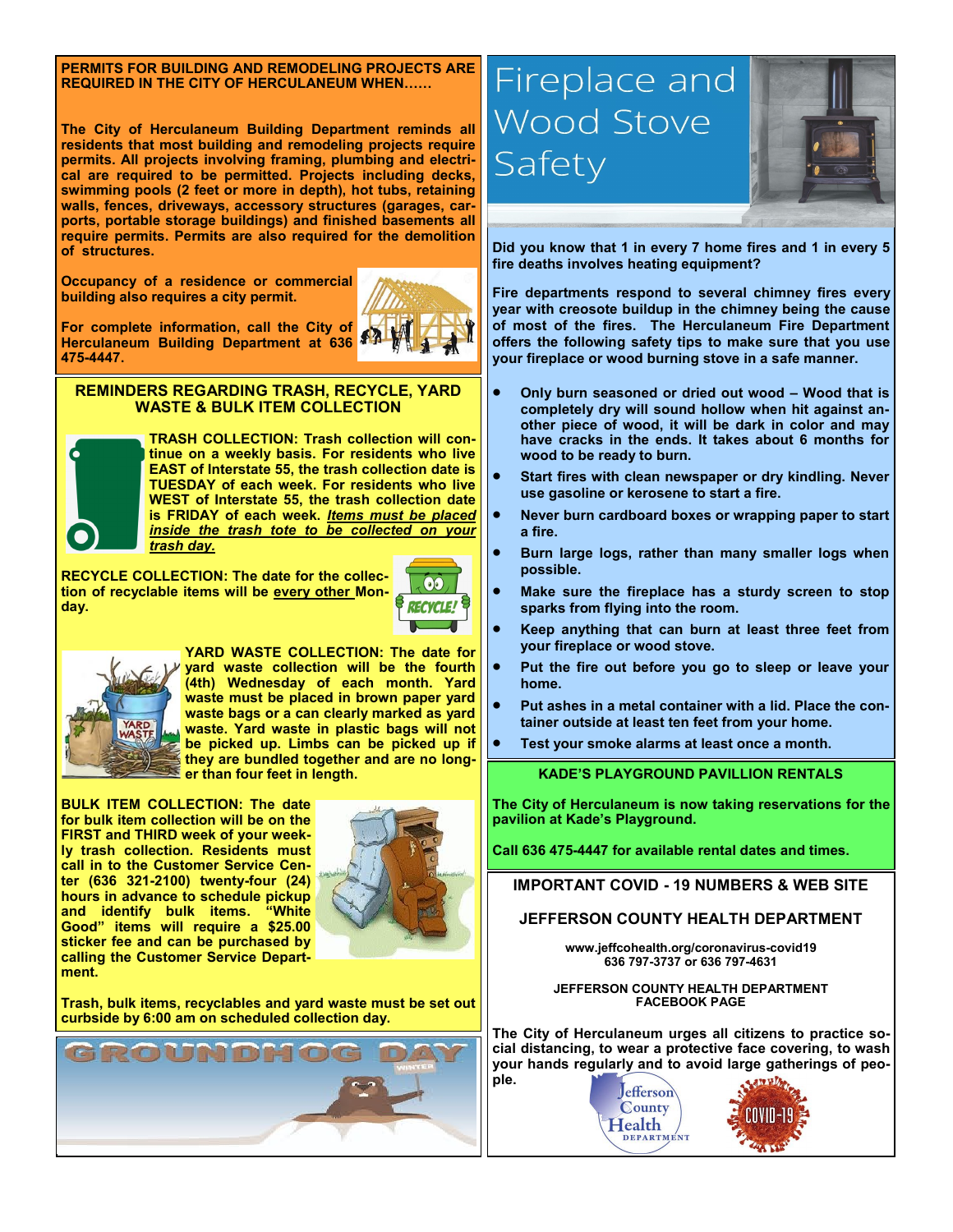## PERMITS FOR BUILDING AND REMODELING PROJECTS ARE REQUIRED IN THE CITY OF HERCULANEUM WHEN……

**The City of Herculaneum Building Department reminds all residents that most building and remodeling projects require permits. All projects involving framing, plumbing and electrical are required to be permitted. Projects including decks, swimming pools (2 feet or more in depth), hot tubs, retaining walls, fences, driveways, accessory structures (garages, carports, portable storage buildings) and finished basements all require permits. Permits are also required for the demolition of structures.**

**Occupancy of a residence or commercial building also requires a city permit.**

**For complete information, call the City of Herculaneum Building Department at 636 475-4447.**

## REMINDERS REGARDING TRASH, RECYCLE, YARD WASTE & BULK ITEM COLLECTION

**TRASH COLLECTION: Trash collection will continue on a weekly basis. For residents who live EAST of Interstate 55, the trash collection date is TUESDAY of each week. For residents who live WEST of Interstate 55, the trash collection date is FRIDAY of each week. *Items must be placed inside the trash tote to be collected on your trash day.***

**RECYCLE COLLECTION: The date for the collection of recyclable items will be every other Monday.**

**YARD WASTE COLLECTION: The date for yard waste collection will be the fourth (4th) Wednesday of each month. Yard waste must be placed in brown paper yard waste bags or a can clearly marked as yard waste. Yard waste in plastic bags will not be picked up. Limbs can be picked up if they are bundled together and are no longer than four feet in length.**

**BULK ITEM COLLECTION: The date for bulk item collection will be on the FIRST and THIRD week of your weekly trash collection. Residents must call in to the Customer Service Center (636 321-2100) twenty-four (24) hours in advance to schedule pickup and identify bulk items. "White Good" items will require a $25.00 sticker fee and can be purchased by calling the Customer Service Department.**

**Trash, bulk items, recyclables and yard waste must be set out curbside by 6:00 am on scheduled collection day.**

GROUNDHOG DAY

# Fireplace and Wood Stove Safety

**Did you know that 1 in every 7 home fires and 1 in every 5 fire deaths involves heating equipment?**

**Fire departments respond to several chimney fires every year with creosote buildup in the chimney being the cause of most of the fires. The Herculaneum Fire Department offers the following safety tips to make sure that you use your fireplace or wood burning stove in a safe manner.**

- **Only burn seasoned or dried out wood – Wood that is completely dry will sound hollow when hit against another piece of wood, it will be dark in color and may have cracks in the ends. It takes about 6 months for wood to be ready to burn.**
- **Start fires with clean newspaper or dry kindling. Never use gasoline or kerosene to start a fire.**
- **Never burn cardboard boxes or wrapping paper to start a fire.**
- **Burn large logs, rather than many smaller logs when possible.**
- **Make sure the fireplace has a sturdy screen to stop sparks from flying into the room.**
- **Keep anything that can burn at least three feet from your fireplace or wood stove.**
- **Put the fire out before you go to sleep or leave your home.**
- **Put ashes in a metal container with a lid. Place the container outside at least ten feet from your home.**
- **Test your smoke alarms at least once a month.**

## KADE'S PLAYGROUND PAVILLION RENTALS

**The City of Herculaneum is now taking reservations for the pavilion at Kade's Playground.**

**Call 636 475-4447 for available rental dates and times.**

## IMPORTANT COVID - 19 NUMBERS & WEB SITE

## JEFFERSON COUNTY HEALTH DEPARTMENT

**www.jeffcohealth.org/coronavirus-covid19**
**636 797-3737 or 636 797-4631**

**JEFFERSON COUNTY HEALTH DEPARTMENT FACEBOOK PAGE**

**The City of Herculaneum urges all citizens to practice social distancing, to wear a protective face covering, to wash your hands regularly and to avoid large gatherings of people.**